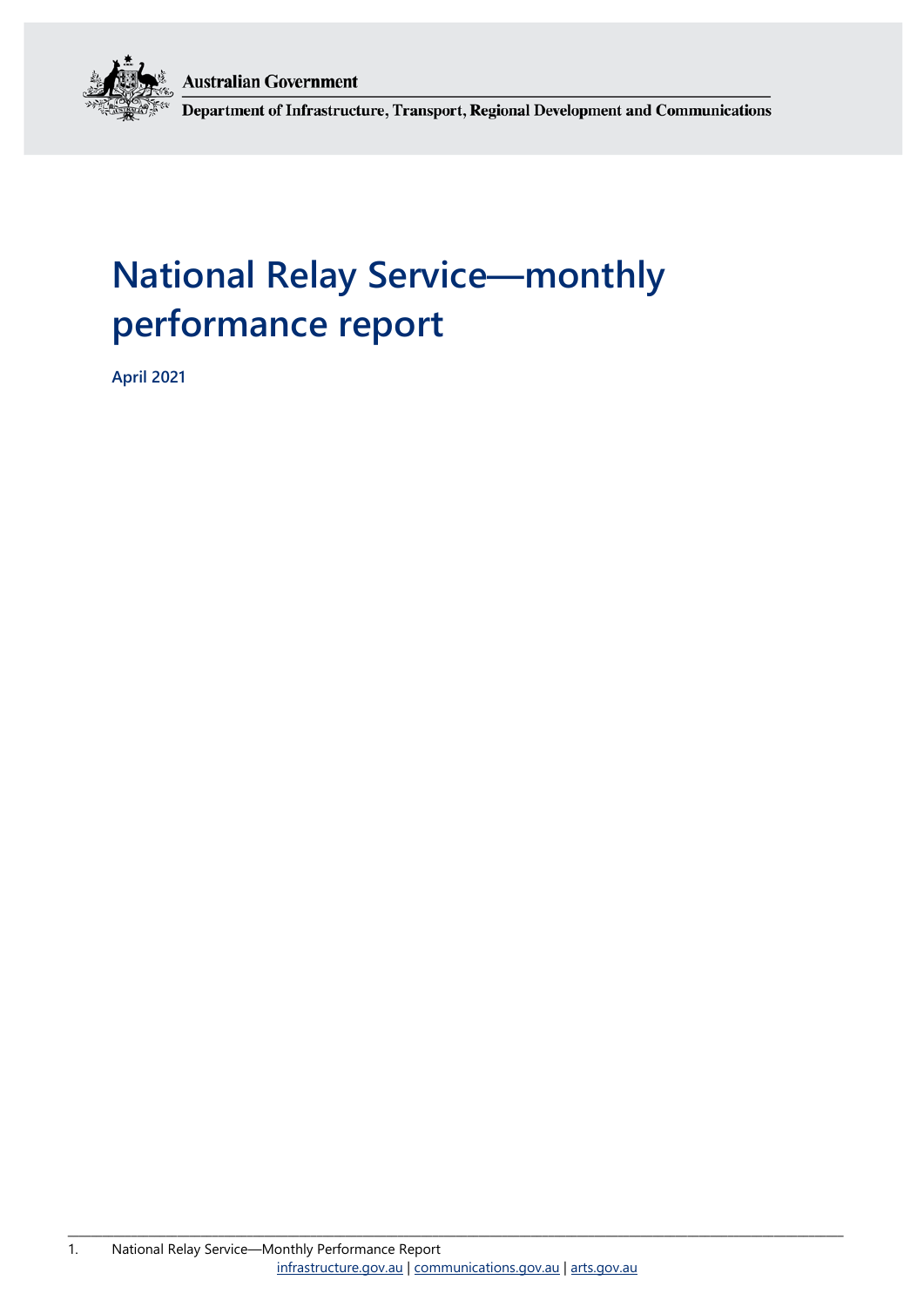Australian Government

Department of Infrastructure, Transport, Regional Development and Communications

# National Relay Service—monthly performance report

**April 2021**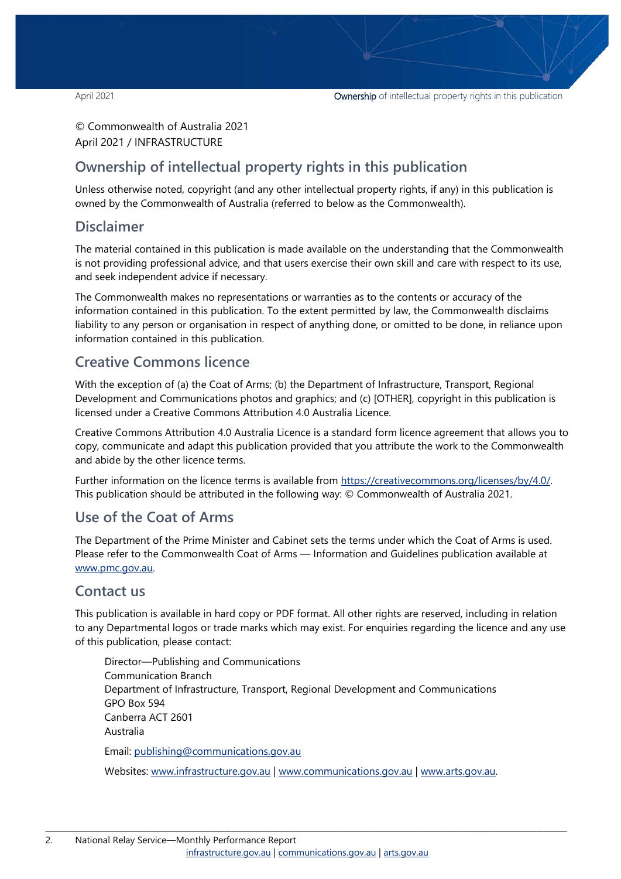© Commonwealth of Australia 2021
April 2021 / INFRASTRUCTURE

## Ownership of intellectual property rights in this publication

Unless otherwise noted, copyright (and any other intellectual property rights, if any) in this publication is owned by the Commonwealth of Australia (referred to below as the Commonwealth).

## Disclaimer

The material contained in this publication is made available on the understanding that the Commonwealth is not providing professional advice, and that users exercise their own skill and care with respect to its use, and seek independent advice if necessary.

The Commonwealth makes no representations or warranties as to the contents or accuracy of the information contained in this publication. To the extent permitted by law, the Commonwealth disclaims liability to any person or organisation in respect of anything done, or omitted to be done, in reliance upon information contained in this publication.

## Creative Commons licence

With the exception of (a) the Coat of Arms; (b) the Department of Infrastructure, Transport, Regional Development and Communications photos and graphics; and (c) [OTHER], copyright in this publication is licensed under a Creative Commons Attribution 4.0 Australia Licence.

Creative Commons Attribution 4.0 Australia Licence is a standard form licence agreement that allows you to copy, communicate and adapt this publication provided that you attribute the work to the Commonwealth and abide by the other licence terms.

Further information on the licence terms is available from https://creativecommons.org/licenses/by/4.0/. This publication should be attributed in the following way: © Commonwealth of Australia 2021.

## Use of the Coat of Arms

The Department of the Prime Minister and Cabinet sets the terms under which the Coat of Arms is used. Please refer to the Commonwealth Coat of Arms — Information and Guidelines publication available at www.pmc.gov.au.

## Contact us

This publication is available in hard copy or PDF format. All other rights are reserved, including in relation to any Departmental logos or trade marks which may exist. For enquiries regarding the licence and any use of this publication, please contact:

Director—Publishing and Communications
Communication Branch
Department of Infrastructure, Transport, Regional Development and Communications
GPO Box 594
Canberra ACT 2601
Australia

Email: publishing@communications.gov.au

Websites: www.infrastructure.gov.au | www.communications.gov.au | www.arts.gov.au.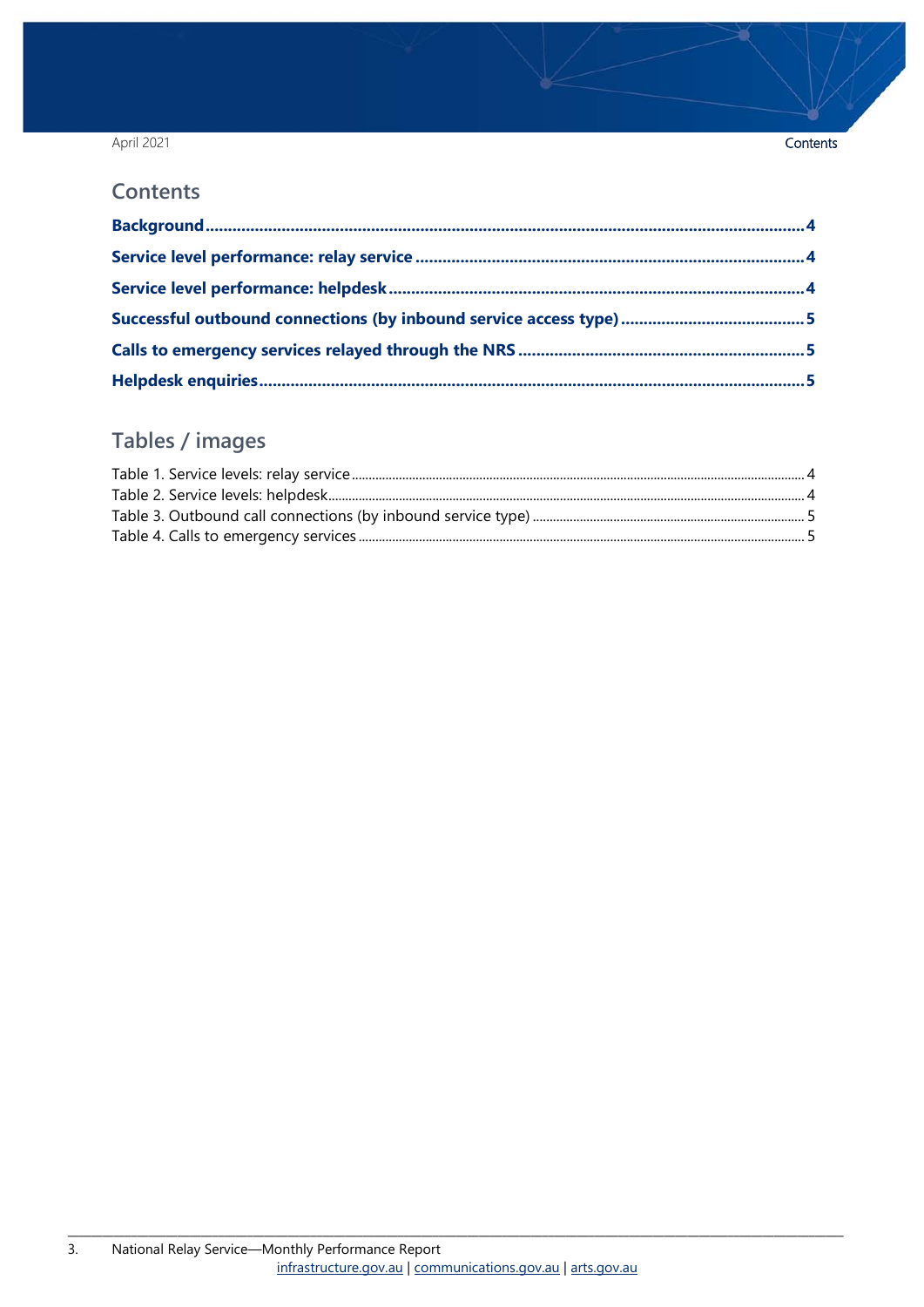## Contents

**Background** ..... 4

**Service level performance: relay service** ..... 4

**Service level performance: helpdesk** ..... 4

**Successful outbound connections (by inbound service access type)** ..... 5

**Calls to emergency services relayed through the NRS** ..... 5

**Helpdesk enquiries** ..... 5

## Tables / images

Table 1. Service levels: relay service ..... 4

Table 2. Service levels: helpdesk ..... 4

Table 3. Outbound call connections (by inbound service type) ..... 5

Table 4. Calls to emergency services ..... 5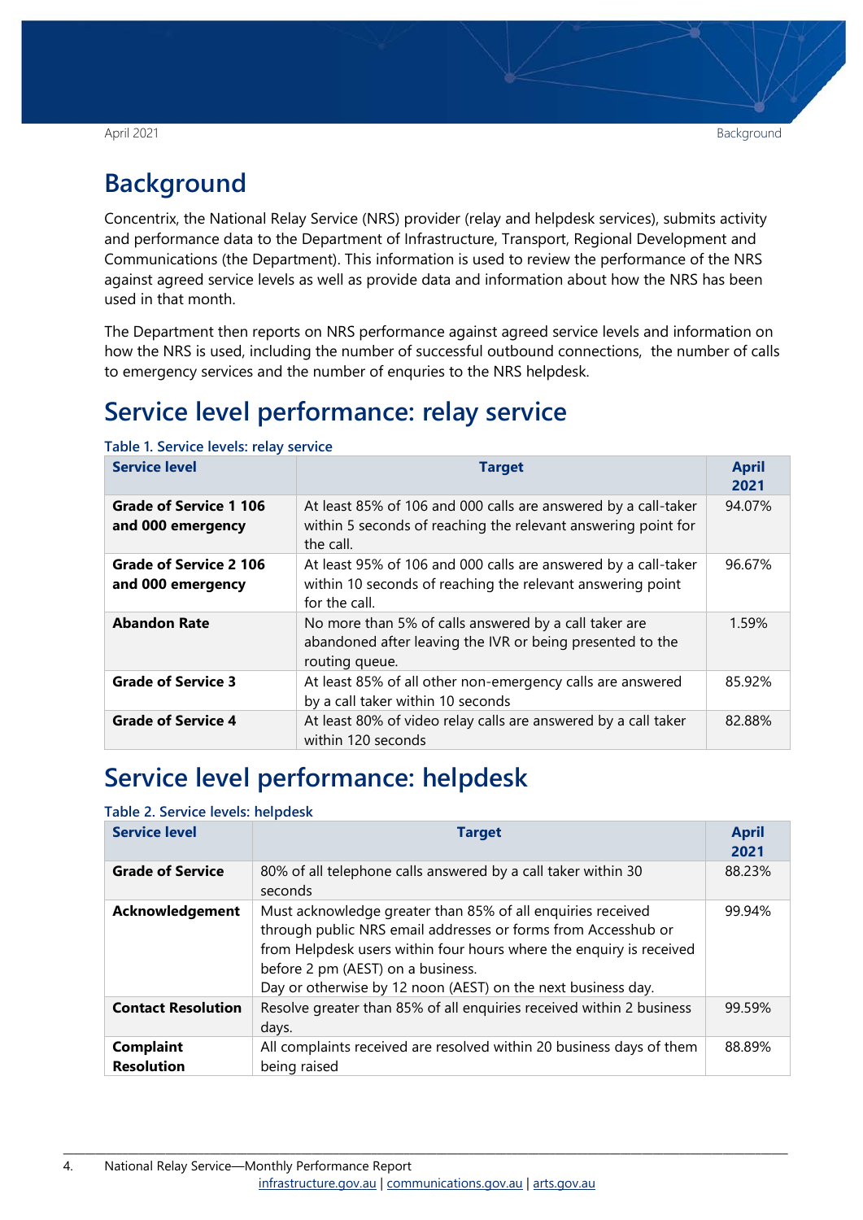## Background

Concentrix, the National Relay Service (NRS) provider (relay and helpdesk services), submits activity and performance data to the Department of Infrastructure, Transport, Regional Development and Communications (the Department). This information is used to review the performance of the NRS against agreed service levels as well as provide data and information about how the NRS has been used in that month.

The Department then reports on NRS performance against agreed service levels and information on how the NRS is used, including the number of successful outbound connections, the number of calls to emergency services and the number of enqurjes to the NRS helpdesk.

## Service level performance: relay service

**Table 1. Service levels: relay service**

| Service level | Target | April 2021 |
|---|---|---|
| **Grade of Service 1 106 and 000 emergency** | At least 85% of 106 and 000 calls are answered by a call-taker within 5 seconds of reaching the relevant answering point for the call. | 94.07% |
| **Grade of Service 2 106 and 000 emergency** | At least 95% of 106 and 000 calls are answered by a call-taker within 10 seconds of reaching the relevant answering point for the call. | 96.67% |
| **Abandon Rate** | No more than 5% of calls answered by a call taker are abandoned after leaving the IVR or being presented to the routing queue. | 1.59% |
| **Grade of Service 3** | At least 85% of all other non-emergency calls are answered by a call taker within 10 seconds | 85.92% |
| **Grade of Service 4** | At least 80% of video relay calls are answered by a call taker within 120 seconds | 82.88% |

## Service level performance: helpdesk

**Table 2. Service levels: helpdesk**

| Service level | Target | April 2021 |
|---|---|---|
| **Grade of Service** | 80% of all telephone calls answered by a call taker within 30 seconds | 88.23% |
| **Acknowledgement** | Must acknowledge greater than 85% of all enquiries received through public NRS email addresses or forms from Accesshub or from Helpdesk users within four hours where the enquiry is received before 2 pm (AEST) on a business. Day or otherwise by 12 noon (AEST) on the next business day. | 99.94% |
| **Contact Resolution** | Resolve greater than 85% of all enquiries received within 2 business days. | 99.59% |
| **Complaint Resolution** | All complaints received are resolved within 20 business days of them being raised | 88.89% |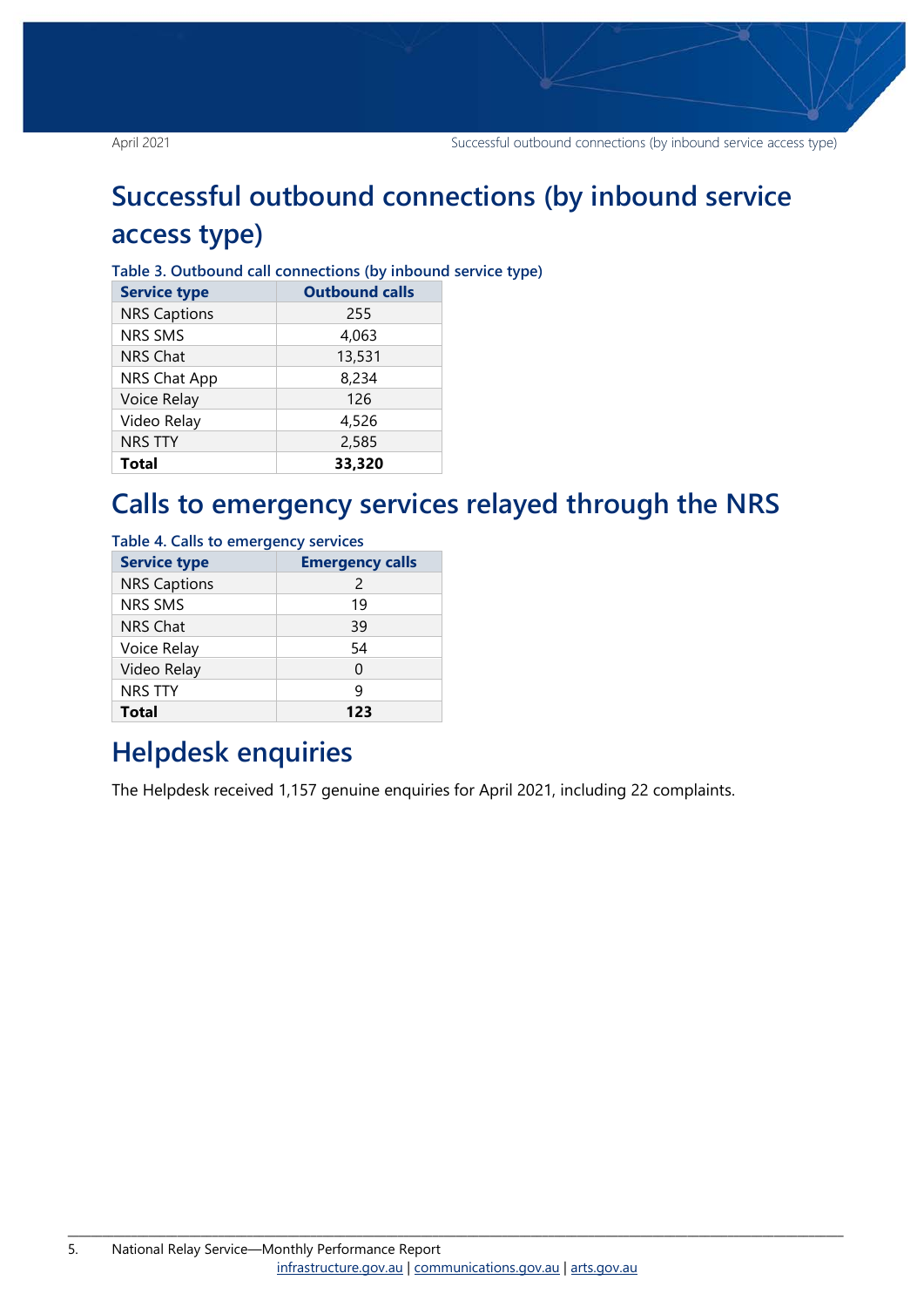## Successful outbound connections (by inbound service access type)

**Table 3. Outbound call connections (by inbound service type)**

| Service type | Outbound calls |
|---|---|
| NRS Captions | 255 |
| NRS SMS | 4,063 |
| NRS Chat | 13,531 |
| NRS Chat App | 8,234 |
| Voice Relay | 126 |
| Video Relay | 4,526 |
| NRS TTY | 2,585 |
| **Total** | **33,320** |

## Calls to emergency services relayed through the NRS

**Table 4. Calls to emergency services**

| Service type | Emergency calls |
|---|---|
| NRS Captions | 2 |
| NRS SMS | 19 |
| NRS Chat | 39 |
| Voice Relay | 54 |
| Video Relay | 0 |
| NRS TTY | 9 |
| **Total** | **123** |

## Helpdesk enquiries

The Helpdesk received 1,157 genuine enquiries for April 2021, including 22 complaints.